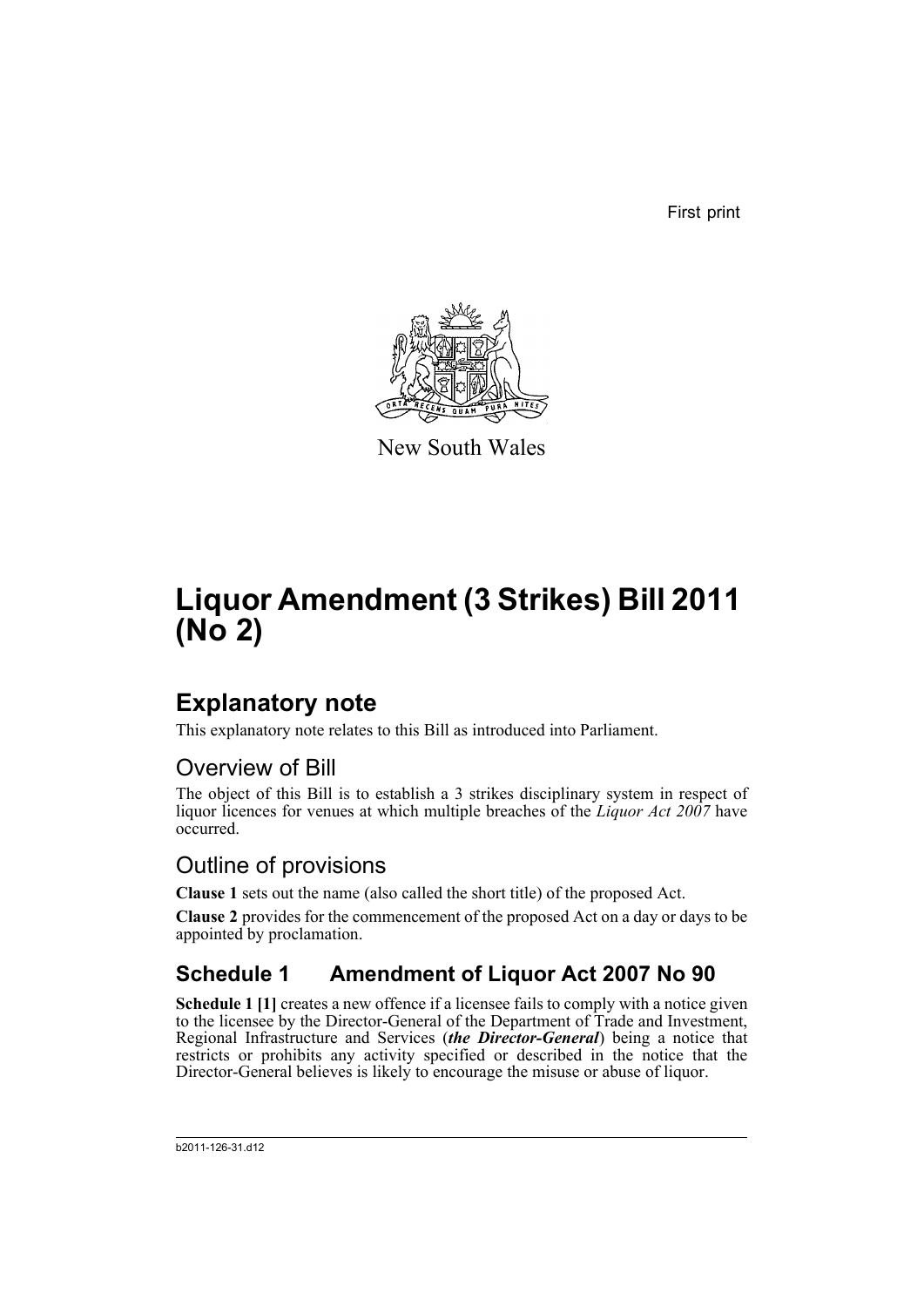First print

New South Wales

# Liquor Amendment (3 Strikes) Bill 2011 (No 2)

## Explanatory note

This explanatory note relates to this Bill as introduced into Parliament.

### Overview of Bill

The object of this Bill is to establish a 3 strikes disciplinary system in respect of liquor licences for venues at which multiple breaches of the *Liquor Act 2007* have occurred.

### Outline of provisions

**Clause 1** sets out the name (also called the short title) of the proposed Act.

**Clause 2** provides for the commencement of the proposed Act on a day or days to be appointed by proclamation.

## Schedule 1 Amendment of Liquor Act 2007 No 90

**Schedule 1 [1]** creates a new offence if a licensee fails to comply with a notice given to the licensee by the Director-General of the Department of Trade and Investment, Regional Infrastructure and Services (***the Director-General***) being a notice that restricts or prohibits any activity specified or described in the notice that the Director-General believes is likely to encourage the misuse or abuse of liquor.

b2011-126-31.d12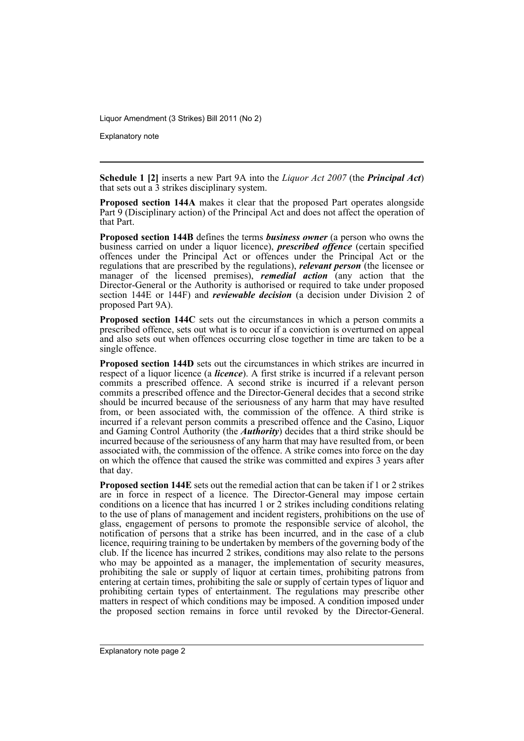**Schedule 1 [2]** inserts a new Part 9A into the *Liquor Act 2007* (the ***Principal Act***) that sets out a 3 strikes disciplinary system.

**Proposed section 144A** makes it clear that the proposed Part operates alongside Part 9 (Disciplinary action) of the Principal Act and does not affect the operation of that Part.

**Proposed section 144B** defines the terms ***business owner*** (a person who owns the business carried on under a liquor licence), ***prescribed offence*** (certain specified offences under the Principal Act or offences under the Principal Act or the regulations that are prescribed by the regulations), ***relevant person*** (the licensee or manager of the licensed premises), ***remedial action*** (any action that the Director-General or the Authority is authorised or required to take under proposed section 144E or 144F) and ***reviewable decision*** (a decision under Division 2 of proposed Part 9A).

**Proposed section 144C** sets out the circumstances in which a person commits a prescribed offence, sets out what is to occur if a conviction is overturned on appeal and also sets out when offences occurring close together in time are taken to be a single offence.

**Proposed section 144D** sets out the circumstances in which strikes are incurred in respect of a liquor licence (a ***licence***). A first strike is incurred if a relevant person commits a prescribed offence. A second strike is incurred if a relevant person commits a prescribed offence and the Director-General decides that a second strike should be incurred because of the seriousness of any harm that may have resulted from, or been associated with, the commission of the offence. A third strike is incurred if a relevant person commits a prescribed offence and the Casino, Liquor and Gaming Control Authority (the ***Authority***) decides that a third strike should be incurred because of the seriousness of any harm that may have resulted from, or been associated with, the commission of the offence. A strike comes into force on the day on which the offence that caused the strike was committed and expires 3 years after that day.

**Proposed section 144E** sets out the remedial action that can be taken if 1 or 2 strikes are in force in respect of a licence. The Director-General may impose certain conditions on a licence that has incurred 1 or 2 strikes including conditions relating to the use of plans of management and incident registers, prohibitions on the use of glass, engagement of persons to promote the responsible service of alcohol, the notification of persons that a strike has been incurred, and in the case of a club licence, requiring training to be undertaken by members of the governing body of the club. If the licence has incurred 2 strikes, conditions may also relate to the persons who may be appointed as a manager, the implementation of security measures, prohibiting the sale or supply of liquor at certain times, prohibiting patrons from entering at certain times, prohibiting the sale or supply of certain types of liquor and prohibiting certain types of entertainment. The regulations may prescribe other matters in respect of which conditions may be imposed. A condition imposed under the proposed section remains in force until revoked by the Director-General.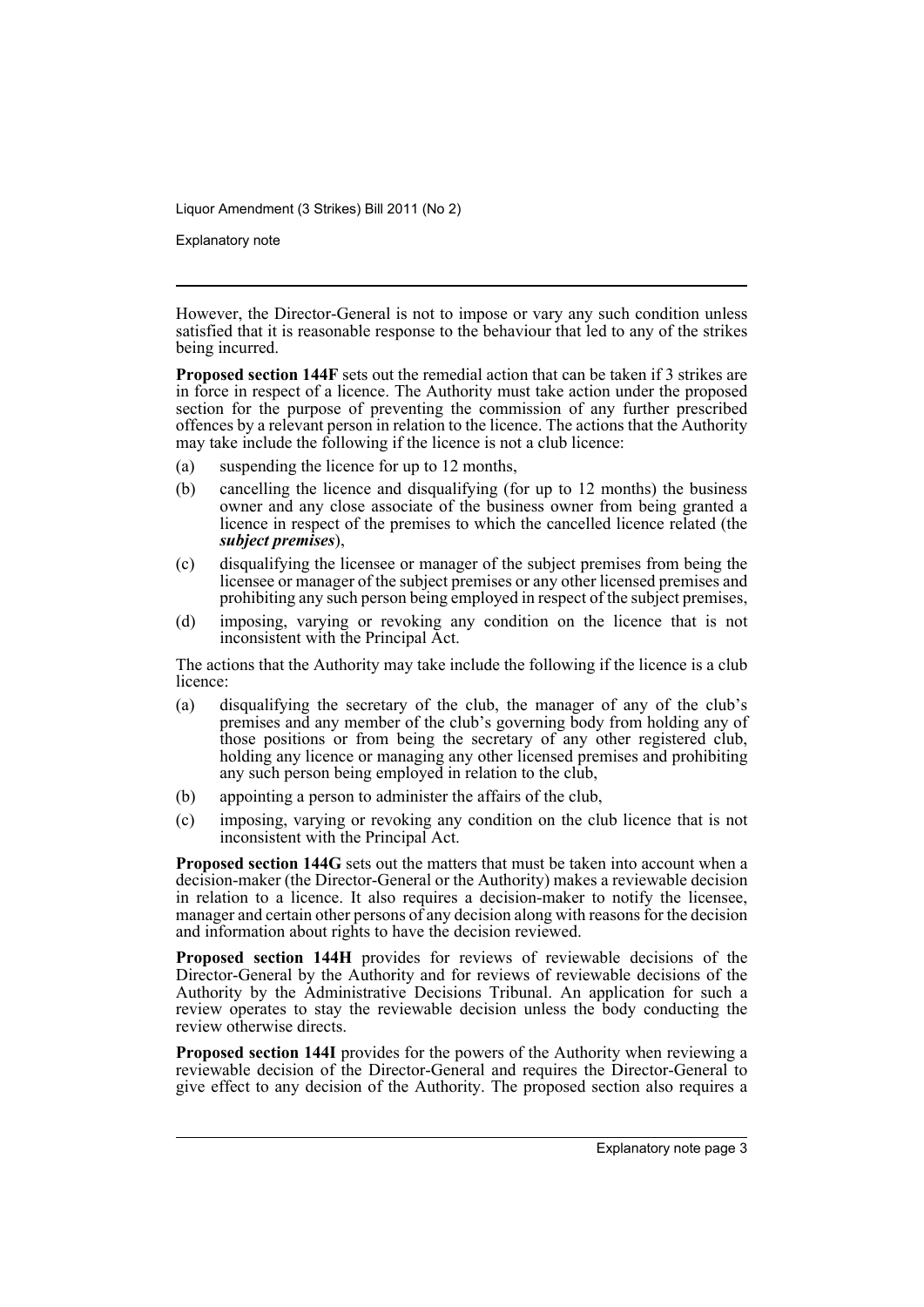However, the Director-General is not to impose or vary any such condition unless satisfied that it is reasonable response to the behaviour that led to any of the strikes being incurred.

**Proposed section 144F** sets out the remedial action that can be taken if 3 strikes are in force in respect of a licence. The Authority must take action under the proposed section for the purpose of preventing the commission of any further prescribed offences by a relevant person in relation to the licence. The actions that the Authority may take include the following if the licence is not a club licence:

(a) suspending the licence for up to 12 months,

(b) cancelling the licence and disqualifying (for up to 12 months) the business owner and any close associate of the business owner from being granted a licence in respect of the premises to which the cancelled licence related (the ***subject premises***),

(c) disqualifying the licensee or manager of the subject premises from being the licensee or manager of the subject premises or any other licensed premises and prohibiting any such person being employed in respect of the subject premises,

(d) imposing, varying or revoking any condition on the licence that is not inconsistent with the Principal Act.

The actions that the Authority may take include the following if the licence is a club licence:

(a) disqualifying the secretary of the club, the manager of any of the club's premises and any member of the club's governing body from holding any of those positions or from being the secretary of any other registered club, holding any licence or managing any other licensed premises and prohibiting any such person being employed in relation to the club,

(b) appointing a person to administer the affairs of the club,

(c) imposing, varying or revoking any condition on the club licence that is not inconsistent with the Principal Act.

**Proposed section 144G** sets out the matters that must be taken into account when a decision-maker (the Director-General or the Authority) makes a reviewable decision in relation to a licence. It also requires a decision-maker to notify the licensee, manager and certain other persons of any decision along with reasons for the decision and information about rights to have the decision reviewed.

**Proposed section 144H** provides for reviews of reviewable decisions of the Director-General by the Authority and for reviews of reviewable decisions of the Authority by the Administrative Decisions Tribunal. An application for such a review operates to stay the reviewable decision unless the body conducting the review otherwise directs.

**Proposed section 144I** provides for the powers of the Authority when reviewing a reviewable decision of the Director-General and requires the Director-General to give effect to any decision of the Authority. The proposed section also requires a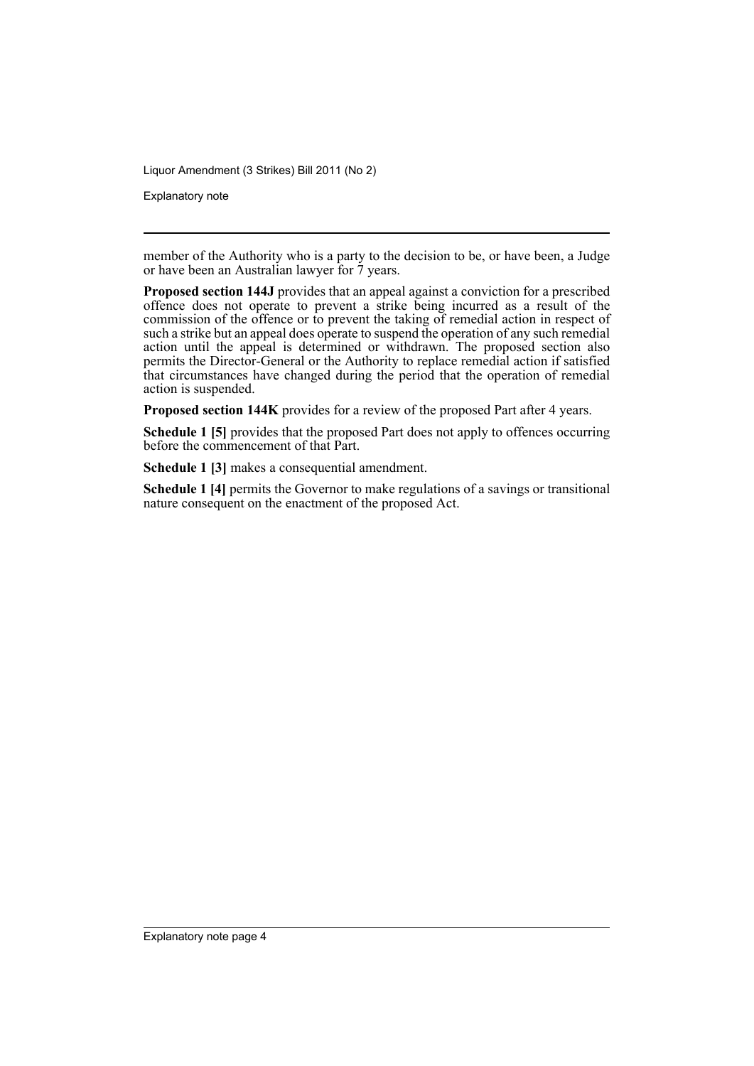member of the Authority who is a party to the decision to be, or have been, a Judge or have been an Australian lawyer for 7 years.

**Proposed section 144J** provides that an appeal against a conviction for a prescribed offence does not operate to prevent a strike being incurred as a result of the commission of the offence or to prevent the taking of remedial action in respect of such a strike but an appeal does operate to suspend the operation of any such remedial action until the appeal is determined or withdrawn. The proposed section also permits the Director-General or the Authority to replace remedial action if satisfied that circumstances have changed during the period that the operation of remedial action is suspended.

**Proposed section 144K** provides for a review of the proposed Part after 4 years.

**Schedule 1 [5]** provides that the proposed Part does not apply to offences occurring before the commencement of that Part.

**Schedule 1 [3]** makes a consequential amendment.

**Schedule 1 [4]** permits the Governor to make regulations of a savings or transitional nature consequent on the enactment of the proposed Act.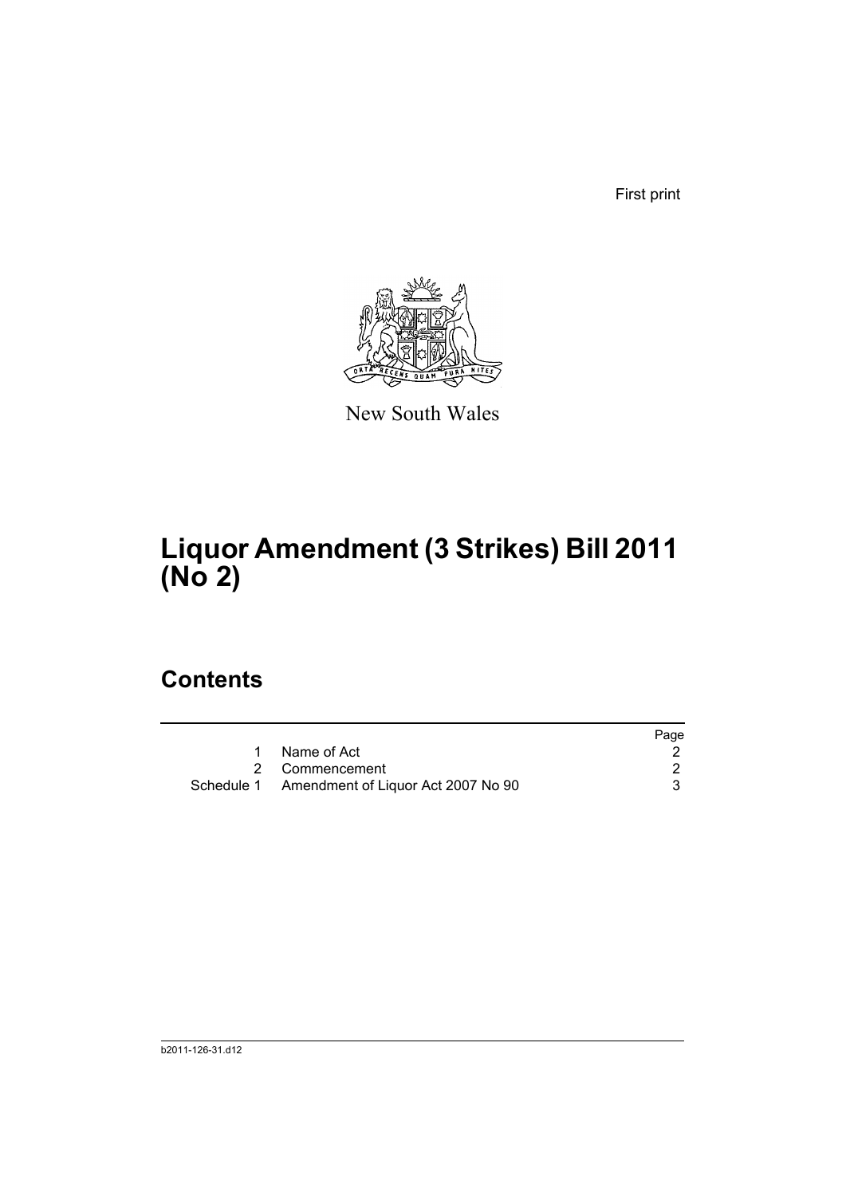First print

New South Wales

# Liquor Amendment (3 Strikes) Bill 2011 (No 2)

## Contents

| | | Page |
|---|---|---|
| 1 | Name of Act | 2 |
| 2 | Commencement | 2 |
| Schedule 1 | Amendment of Liquor Act 2007 No 90 | 3 |

b2011-126-31.d12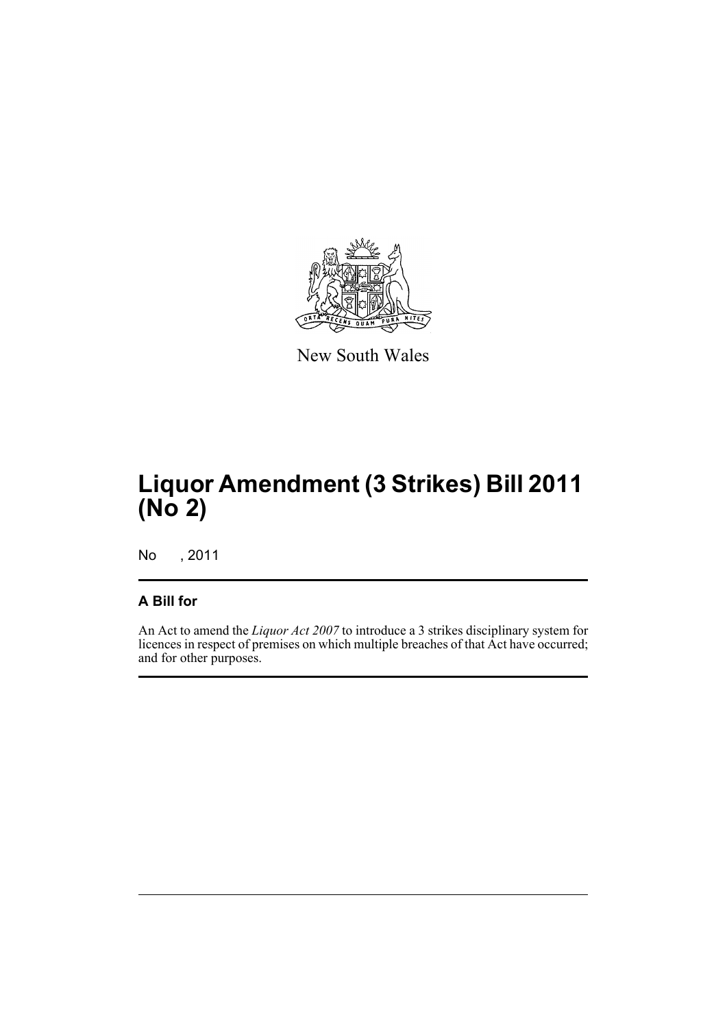New South Wales

# Liquor Amendment (3 Strikes) Bill 2011 (No 2)

No , 2011

## A Bill for

An Act to amend the *Liquor Act 2007* to introduce a 3 strikes disciplinary system for licences in respect of premises on which multiple breaches of that Act have occurred; and for other purposes.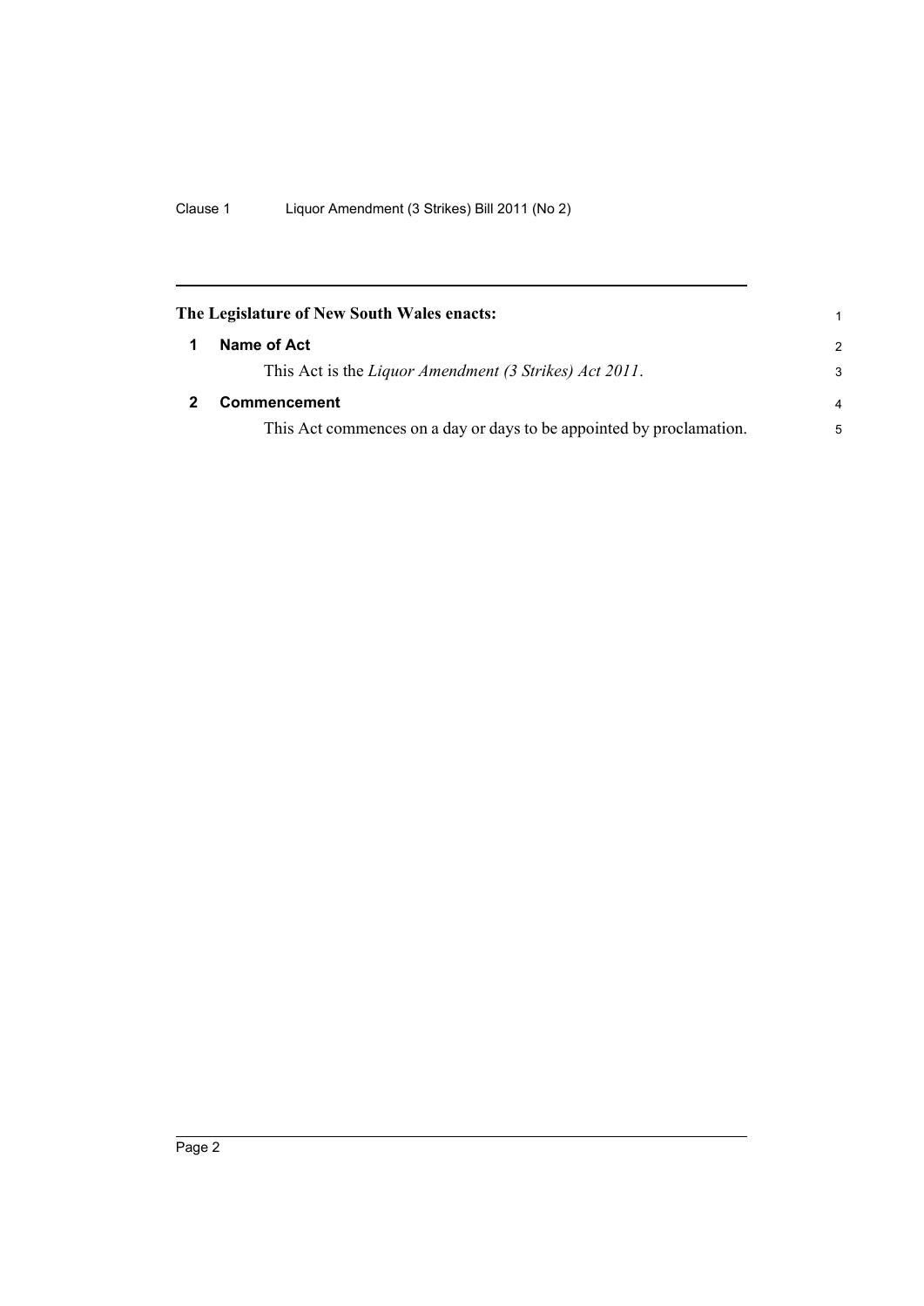**The Legislature of New South Wales enacts:**

**1 Name of Act**

This Act is the *Liquor Amendment (3 Strikes) Act 2011*.

**2 Commencement**

This Act commences on a day or days to be appointed by proclamation.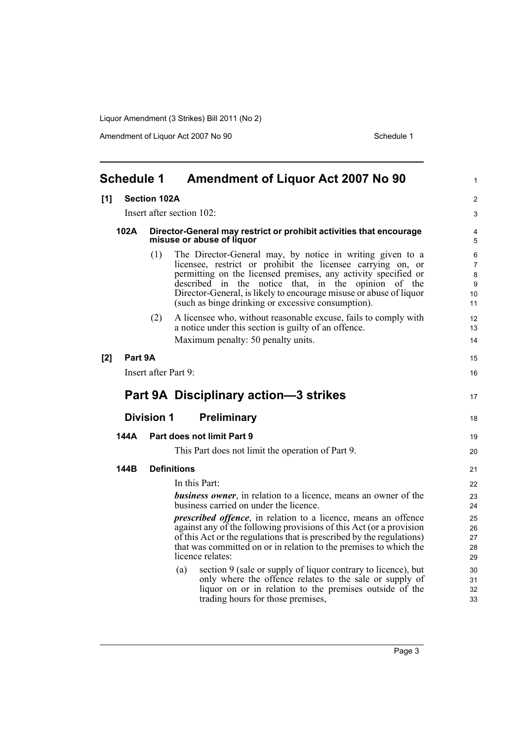# Schedule 1 Amendment of Liquor Act 2007 No 90

**[1] Section 102A**

Insert after section 102:

### 102A Director-General may restrict or prohibit activities that encourage misuse or abuse of liquor

(1) The Director-General may, by notice in writing given to a licensee, restrict or prohibit the licensee carrying on, or permitting on the licensed premises, any activity specified or described in the notice that, in the opinion of the Director-General, is likely to encourage misuse or abuse of liquor (such as binge drinking or excessive consumption).

(2) A licensee who, without reasonable excuse, fails to comply with a notice under this section is guilty of an offence.

Maximum penalty: 50 penalty units.

**[2] Part 9A**

Insert after Part 9:

## Part 9A Disciplinary action—3 strikes

### Division 1 Preliminary

#### 144A Part does not limit Part 9

This Part does not limit the operation of Part 9.

#### 144B Definitions

In this Part:

***business owner***, in relation to a licence, means an owner of the business carried on under the licence.

***prescribed offence***, in relation to a licence, means an offence against any of the following provisions of this Act (or a provision of this Act or the regulations that is prescribed by the regulations) that was committed on or in relation to the premises to which the licence relates:

(a) section 9 (sale or supply of liquor contrary to licence), but only where the offence relates to the sale or supply of liquor on or in relation to the premises outside of the trading hours for those premises,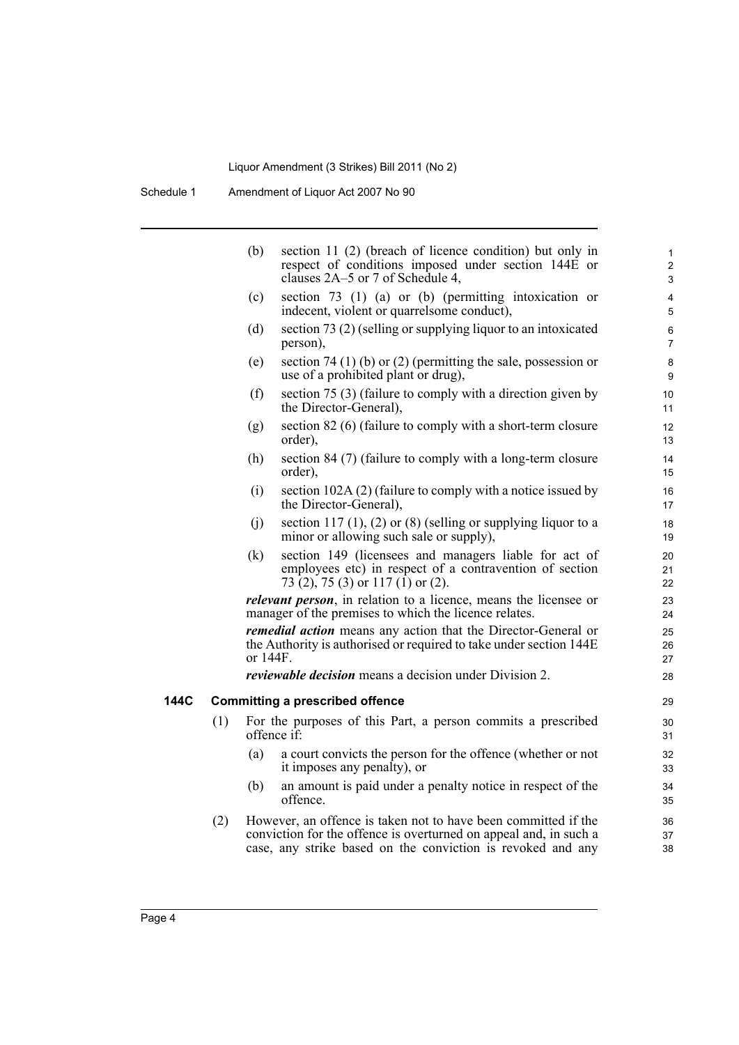(b) section 11 (2) (breach of licence condition) but only in respect of conditions imposed under section 144E or clauses 2A–5 or 7 of Schedule 4,

(c) section 73 (1) (a) or (b) (permitting intoxication or indecent, violent or quarrelsome conduct),

(d) section 73 (2) (selling or supplying liquor to an intoxicated person),

(e) section 74 (1) (b) or (2) (permitting the sale, possession or use of a prohibited plant or drug),

(f) section 75 (3) (failure to comply with a direction given by the Director-General),

(g) section 82 (6) (failure to comply with a short-term closure order),

(h) section 84 (7) (failure to comply with a long-term closure order),

(i) section 102A (2) (failure to comply with a notice issued by the Director-General),

(j) section 117 (1), (2) or (8) (selling or supplying liquor to a minor or allowing such sale or supply),

(k) section 149 (licensees and managers liable for act of employees etc) in respect of a contravention of section 73 (2), 75 (3) or 117 (1) or (2).

***relevant person***, in relation to a licence, means the licensee or manager of the premises to which the licence relates.

***remedial action*** means any action that the Director-General or the Authority is authorised or required to take under section 144E or 144F.

***reviewable decision*** means a decision under Division 2.

**144C Committing a prescribed offence**

(1) For the purposes of this Part, a person commits a prescribed offence if:

(a) a court convicts the person for the offence (whether or not it imposes any penalty), or

(b) an amount is paid under a penalty notice in respect of the offence.

(2) However, an offence is taken not to have been committed if the conviction for the offence is overturned on appeal and, in such a case, any strike based on the conviction is revoked and any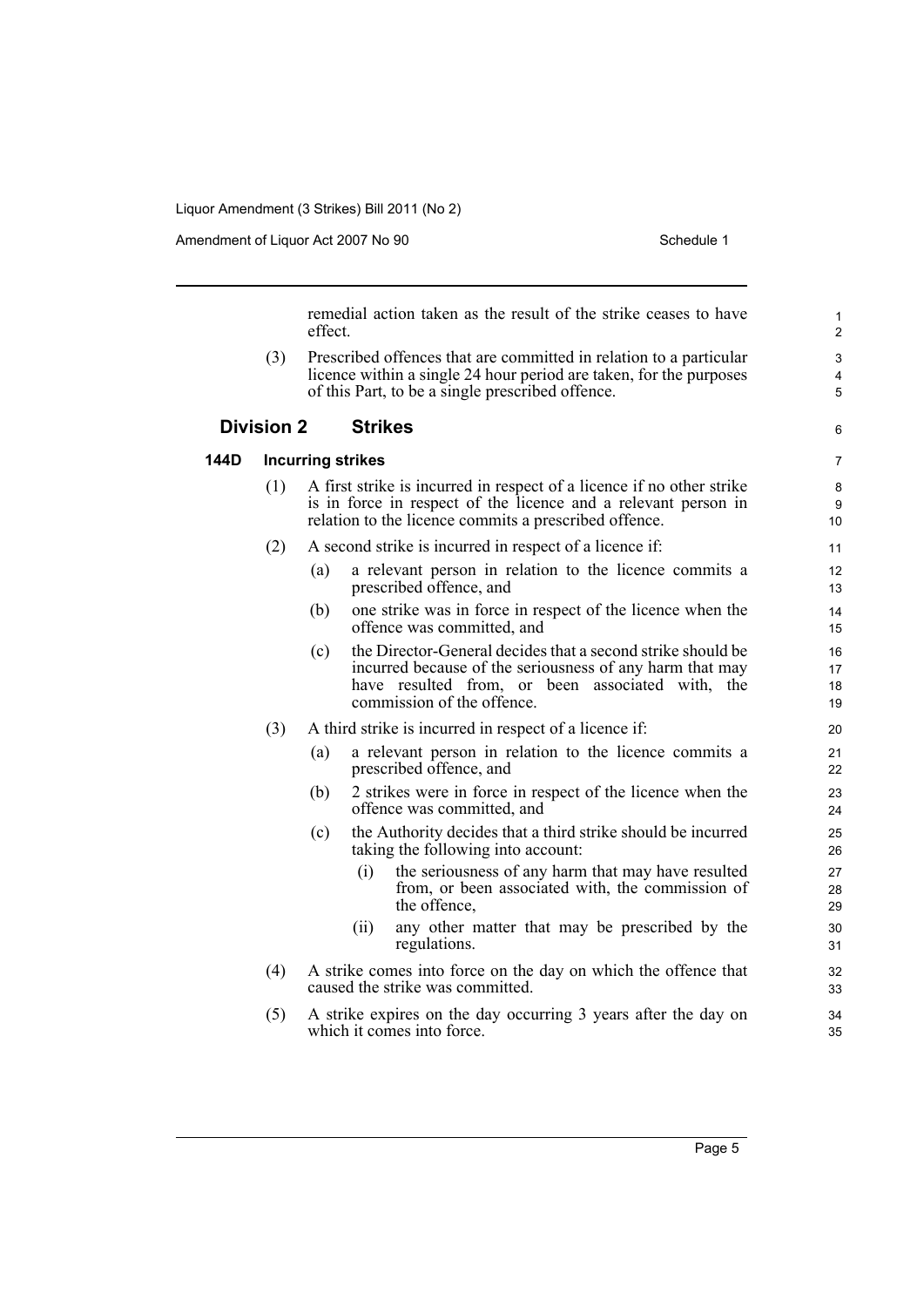remedial action taken as the result of the strike ceases to have effect.

(3) Prescribed offences that are committed in relation to a particular licence within a single 24 hour period are taken, for the purposes of this Part, to be a single prescribed offence.

## Division 2 Strikes

### 144D Incurring strikes

(1) A first strike is incurred in respect of a licence if no other strike is in force in respect of the licence and a relevant person in relation to the licence commits a prescribed offence.

(2) A second strike is incurred in respect of a licence if:

(a) a relevant person in relation to the licence commits a prescribed offence, and

(b) one strike was in force in respect of the licence when the offence was committed, and

(c) the Director-General decides that a second strike should be incurred because of the seriousness of any harm that may have resulted from, or been associated with, the commission of the offence.

(3) A third strike is incurred in respect of a licence if:

(a) a relevant person in relation to the licence commits a prescribed offence, and

(b) 2 strikes were in force in respect of the licence when the offence was committed, and

(c) the Authority decides that a third strike should be incurred taking the following into account:

(i) the seriousness of any harm that may have resulted from, or been associated with, the commission of the offence,

(ii) any other matter that may be prescribed by the regulations.

(4) A strike comes into force on the day on which the offence that caused the strike was committed.

(5) A strike expires on the day occurring 3 years after the day on which it comes into force.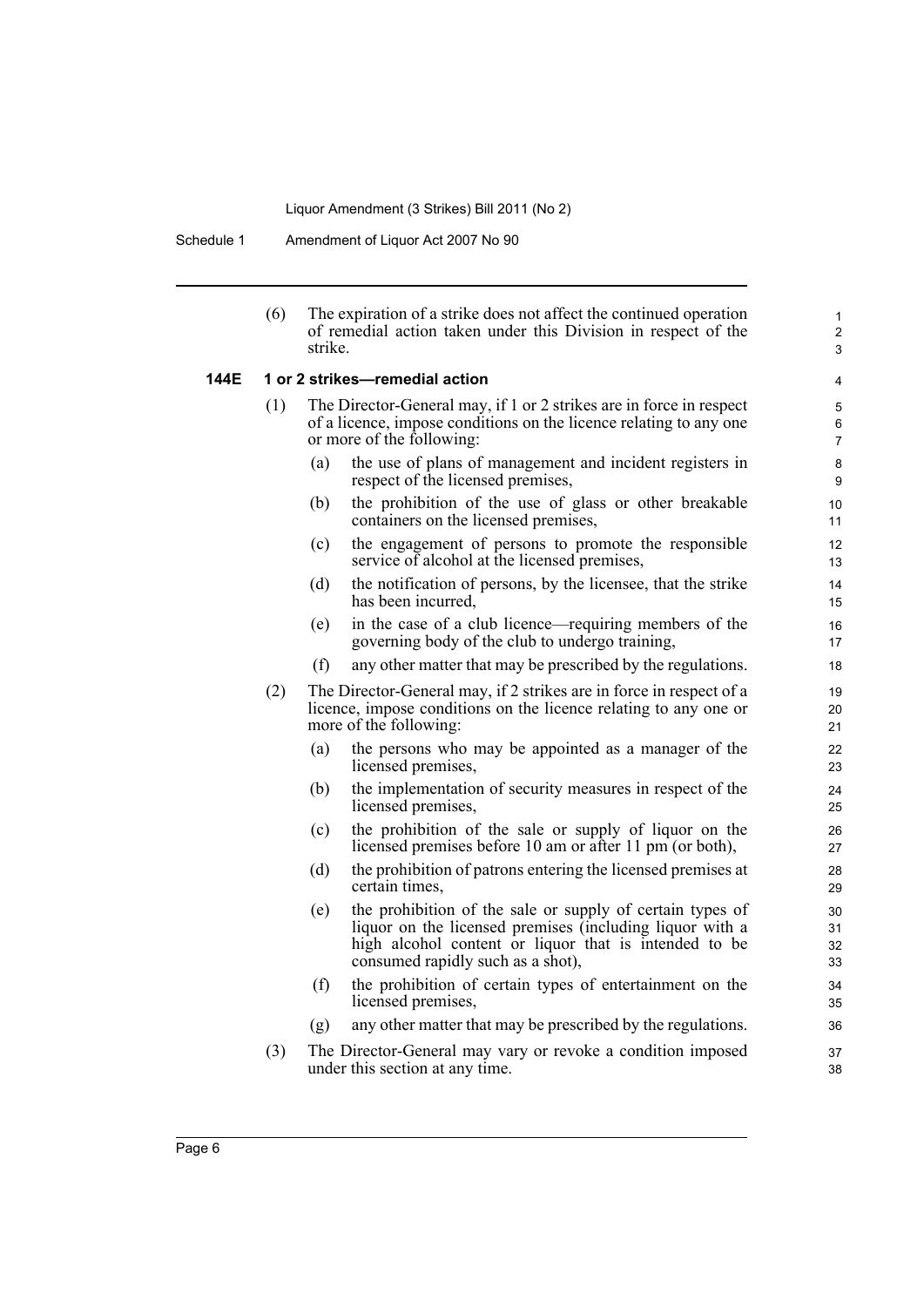(6) The expiration of a strike does not affect the continued operation of remedial action taken under this Division in respect of the strike.

**144E 1 or 2 strikes—remedial action**

(1) The Director-General may, if 1 or 2 strikes are in force in respect of a licence, impose conditions on the licence relating to any one or more of the following:

(a) the use of plans of management and incident registers in respect of the licensed premises,

(b) the prohibition of the use of glass or other breakable containers on the licensed premises,

(c) the engagement of persons to promote the responsible service of alcohol at the licensed premises,

(d) the notification of persons, by the licensee, that the strike has been incurred,

(e) in the case of a club licence—requiring members of the governing body of the club to undergo training,

(f) any other matter that may be prescribed by the regulations.

(2) The Director-General may, if 2 strikes are in force in respect of a licence, impose conditions on the licence relating to any one or more of the following:

(a) the persons who may be appointed as a manager of the licensed premises,

(b) the implementation of security measures in respect of the licensed premises,

(c) the prohibition of the sale or supply of liquor on the licensed premises before 10 am or after 11 pm (or both),

(d) the prohibition of patrons entering the licensed premises at certain times,

(e) the prohibition of the sale or supply of certain types of liquor on the licensed premises (including liquor with a high alcohol content or liquor that is intended to be consumed rapidly such as a shot),

(f) the prohibition of certain types of entertainment on the licensed premises,

(g) any other matter that may be prescribed by the regulations.

(3) The Director-General may vary or revoke a condition imposed under this section at any time.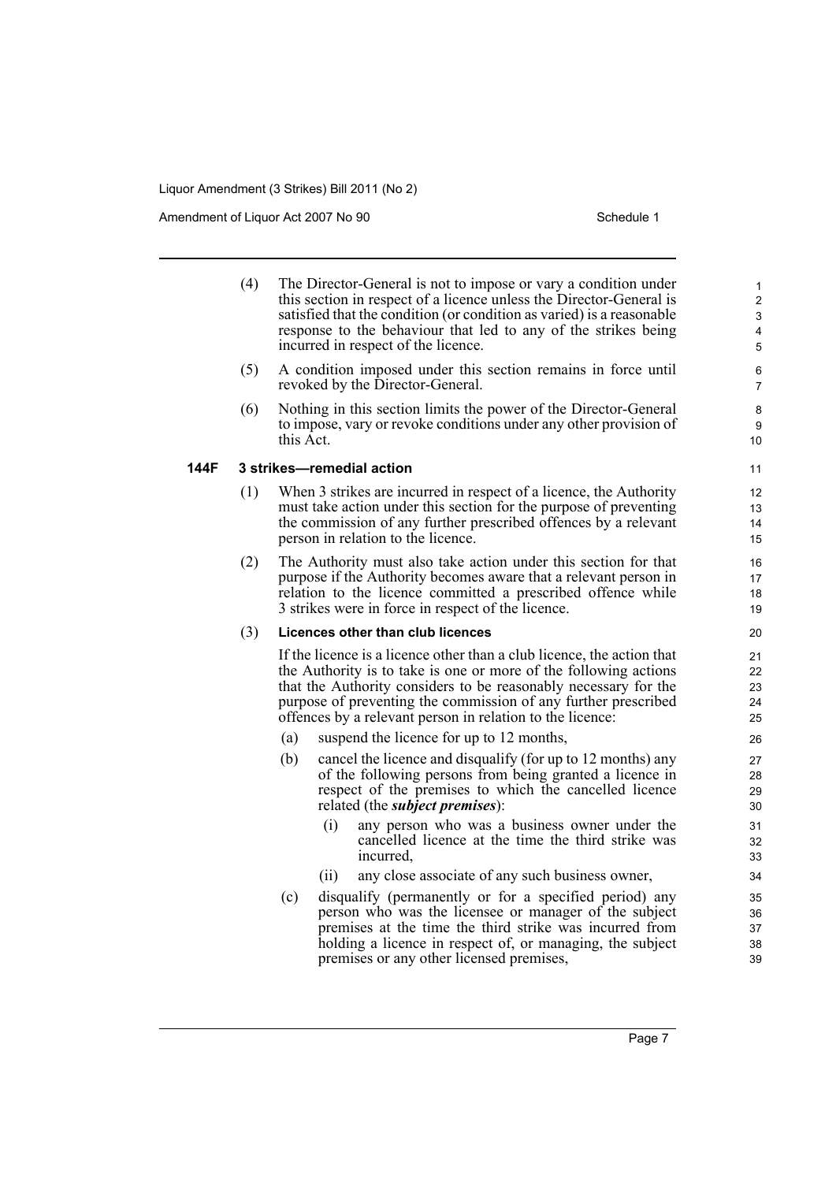(4) The Director-General is not to impose or vary a condition under this section in respect of a licence unless the Director-General is satisfied that the condition (or condition as varied) is a reasonable response to the behaviour that led to any of the strikes being incurred in respect of the licence.

(5) A condition imposed under this section remains in force until revoked by the Director-General.

(6) Nothing in this section limits the power of the Director-General to impose, vary or revoke conditions under any other provision of this Act.

### 144F 3 strikes—remedial action

(1) When 3 strikes are incurred in respect of a licence, the Authority must take action under this section for the purpose of preventing the commission of any further prescribed offences by a relevant person in relation to the licence.

(2) The Authority must also take action under this section for that purpose if the Authority becomes aware that a relevant person in relation to the licence committed a prescribed offence while 3 strikes were in force in respect of the licence.

(3) **Licences other than club licences**

If the licence is a licence other than a club licence, the action that the Authority is to take is one or more of the following actions that the Authority considers to be reasonably necessary for the purpose of preventing the commission of any further prescribed offences by a relevant person in relation to the licence:

(a) suspend the licence for up to 12 months,

(b) cancel the licence and disqualify (for up to 12 months) any of the following persons from being granted a licence in respect of the premises to which the cancelled licence related (the ***subject premises***):

(i) any person who was a business owner under the cancelled licence at the time the third strike was incurred,

(ii) any close associate of any such business owner,

(c) disqualify (permanently or for a specified period) any person who was the licensee or manager of the subject premises at the time the third strike was incurred from holding a licence in respect of, or managing, the subject premises or any other licensed premises,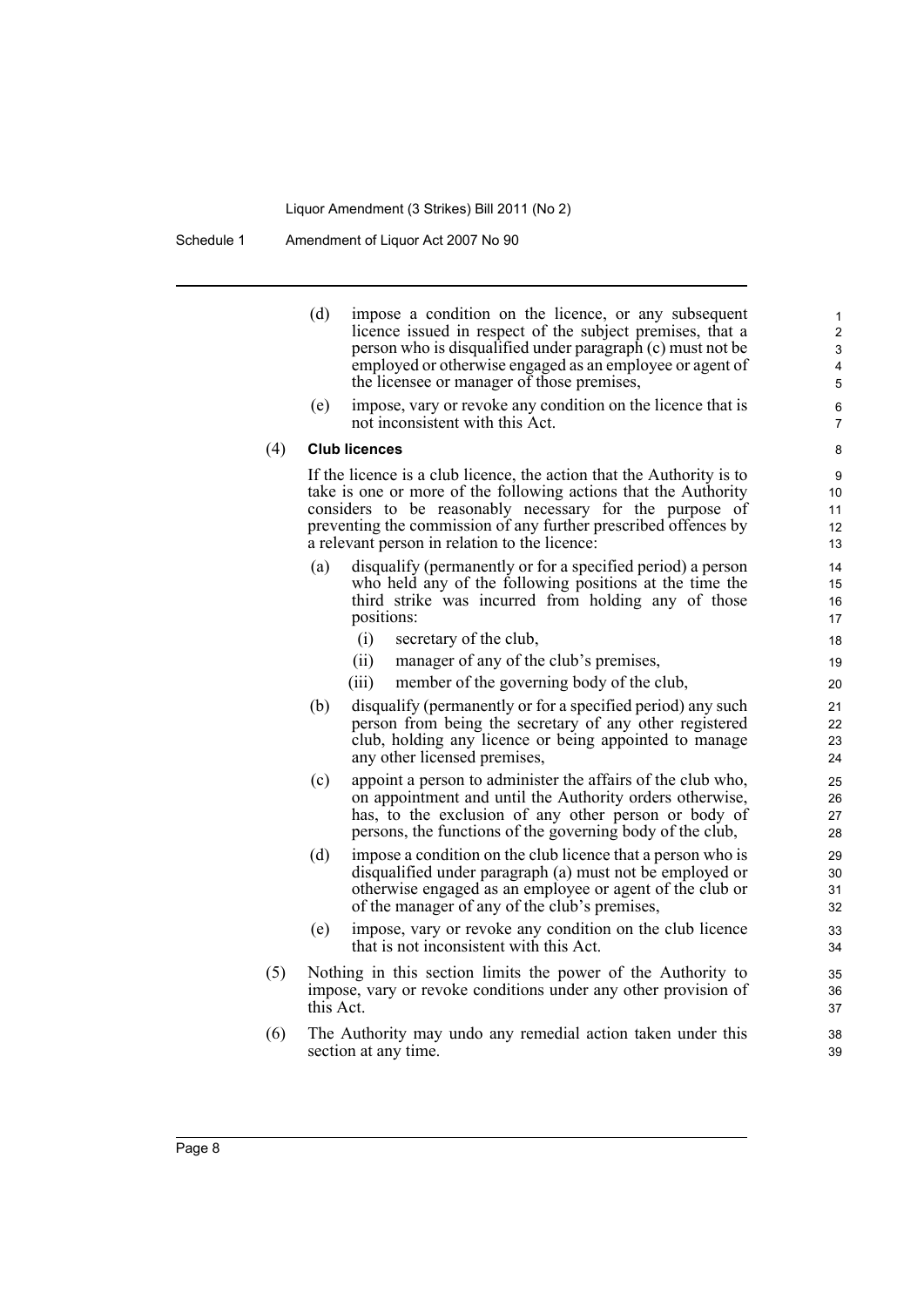(d) impose a condition on the licence, or any subsequent licence issued in respect of the subject premises, that a person who is disqualified under paragraph (c) must not be employed or otherwise engaged as an employee or agent of the licensee or manager of those premises,

(e) impose, vary or revoke any condition on the licence that is not inconsistent with this Act.

(4) **Club licences**

If the licence is a club licence, the action that the Authority is to take is one or more of the following actions that the Authority considers to be reasonably necessary for the purpose of preventing the commission of any further prescribed offences by a relevant person in relation to the licence:

(a) disqualify (permanently or for a specified period) a person who held any of the following positions at the time the third strike was incurred from holding any of those positions:

(i) secretary of the club,

(ii) manager of any of the club's premises,

(iii) member of the governing body of the club,

(b) disqualify (permanently or for a specified period) any such person from being the secretary of any other registered club, holding any licence or being appointed to manage any other licensed premises,

(c) appoint a person to administer the affairs of the club who, on appointment and until the Authority orders otherwise, has, to the exclusion of any other person or body of persons, the functions of the governing body of the club,

(d) impose a condition on the club licence that a person who is disqualified under paragraph (a) must not be employed or otherwise engaged as an employee or agent of the club or of the manager of any of the club's premises,

(e) impose, vary or revoke any condition on the club licence that is not inconsistent with this Act.

(5) Nothing in this section limits the power of the Authority to impose, vary or revoke conditions under any other provision of this Act.

(6) The Authority may undo any remedial action taken under this section at any time.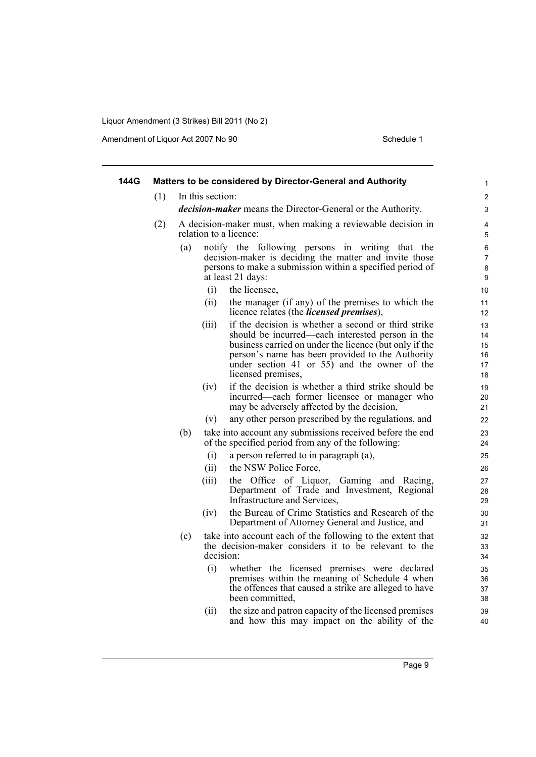**144G Matters to be considered by Director-General and Authority**

(1) In this section:

***decision-maker*** means the Director-General or the Authority.

(2) A decision-maker must, when making a reviewable decision in relation to a licence:

(a) notify the following persons in writing that the decision-maker is deciding the matter and invite those persons to make a submission within a specified period of at least 21 days:

(i) the licensee,

(ii) the manager (if any) of the premises to which the licence relates (the ***licensed premises***),

(iii) if the decision is whether a second or third strike should be incurred—each interested person in the business carried on under the licence (but only if the person's name has been provided to the Authority under section 41 or 55) and the owner of the licensed premises,

(iv) if the decision is whether a third strike should be incurred—each former licensee or manager who may be adversely affected by the decision,

(v) any other person prescribed by the regulations, and

(b) take into account any submissions received before the end of the specified period from any of the following:

(i) a person referred to in paragraph (a),

(ii) the NSW Police Force,

(iii) the Office of Liquor, Gaming and Racing, Department of Trade and Investment, Regional Infrastructure and Services,

(iv) the Bureau of Crime Statistics and Research of the Department of Attorney General and Justice, and

(c) take into account each of the following to the extent that the decision-maker considers it to be relevant to the decision:

(i) whether the licensed premises were declared premises within the meaning of Schedule 4 when the offences that caused a strike are alleged to have been committed,

(ii) the size and patron capacity of the licensed premises and how this may impact on the ability of the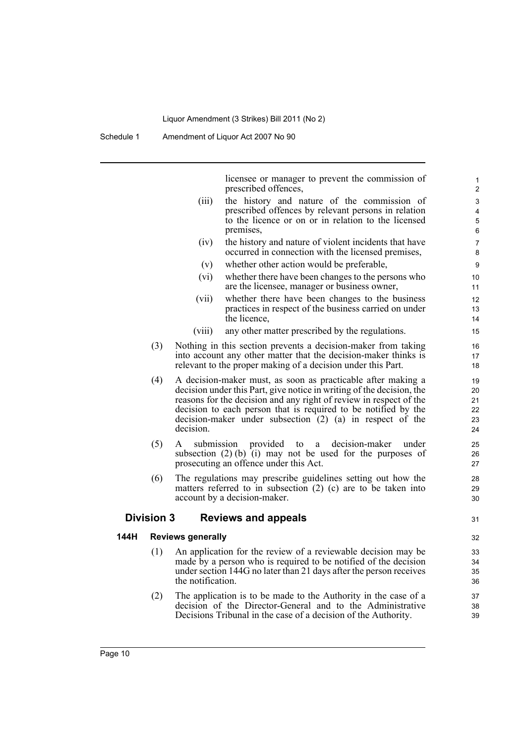licensee or manager to prevent the commission of prescribed offences,

(iii) the history and nature of the commission of prescribed offences by relevant persons in relation to the licence or on or in relation to the licensed premises,

(iv) the history and nature of violent incidents that have occurred in connection with the licensed premises,

(v) whether other action would be preferable,

(vi) whether there have been changes to the persons who are the licensee, manager or business owner,

(vii) whether there have been changes to the business practices in respect of the business carried on under the licence,

(viii) any other matter prescribed by the regulations.

(3) Nothing in this section prevents a decision-maker from taking into account any other matter that the decision-maker thinks is relevant to the proper making of a decision under this Part.

(4) A decision-maker must, as soon as practicable after making a decision under this Part, give notice in writing of the decision, the reasons for the decision and any right of review in respect of the decision to each person that is required to be notified by the decision-maker under subsection (2) (a) in respect of the decision.

(5) A submission provided to a decision-maker under subsection (2) (b) (i) may not be used for the purposes of prosecuting an offence under this Act.

(6) The regulations may prescribe guidelines setting out how the matters referred to in subsection (2) (c) are to be taken into account by a decision-maker.

## Division 3 Reviews and appeals

### 144H Reviews generally

(1) An application for the review of a reviewable decision may be made by a person who is required to be notified of the decision under section 144G no later than 21 days after the person receives the notification.

(2) The application is to be made to the Authority in the case of a decision of the Director-General and to the Administrative Decisions Tribunal in the case of a decision of the Authority.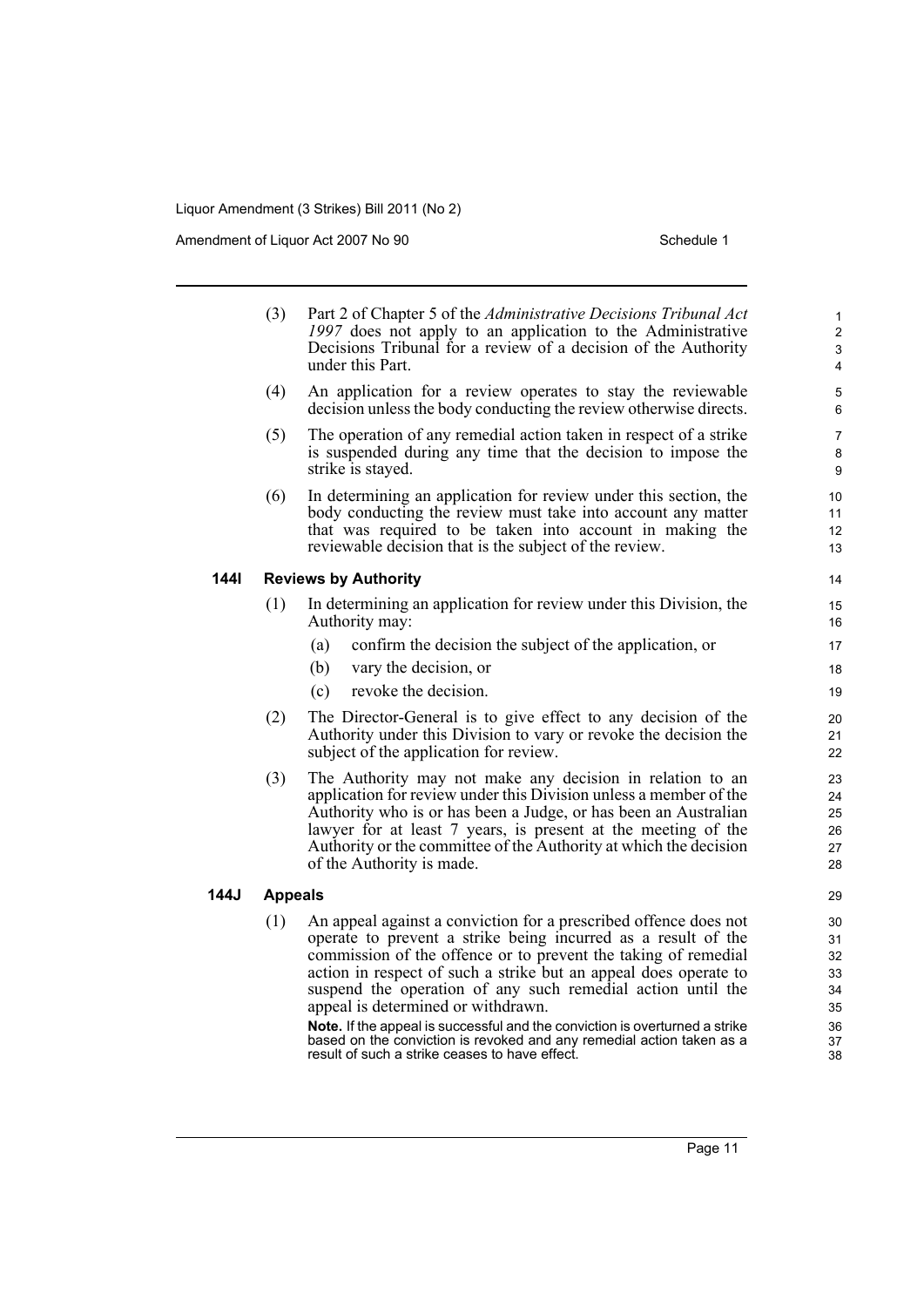(3) Part 2 of Chapter 5 of the *Administrative Decisions Tribunal Act 1997* does not apply to an application to the Administrative Decisions Tribunal for a review of a decision of the Authority under this Part.

(4) An application for a review operates to stay the reviewable decision unless the body conducting the review otherwise directs.

(5) The operation of any remedial action taken in respect of a strike is suspended during any time that the decision to impose the strike is stayed.

(6) In determining an application for review under this section, the body conducting the review must take into account any matter that was required to be taken into account in making the reviewable decision that is the subject of the review.

### 144I Reviews by Authority

(1) In determining an application for review under this Division, the Authority may:

   (a) confirm the decision the subject of the application, or

   (b) vary the decision, or

   (c) revoke the decision.

(2) The Director-General is to give effect to any decision of the Authority under this Division to vary or revoke the decision the subject of the application for review.

(3) The Authority may not make any decision in relation to an application for review under this Division unless a member of the Authority who is or has been a Judge, or has been an Australian lawyer for at least 7 years, is present at the meeting of the Authority or the committee of the Authority at which the decision of the Authority is made.

### 144J Appeals

(1) An appeal against a conviction for a prescribed offence does not operate to prevent a strike being incurred as a result of the commission of the offence or to prevent the taking of remedial action in respect of such a strike but an appeal does operate to suspend the operation of any such remedial action until the appeal is determined or withdrawn.

**Note.** If the appeal is successful and the conviction is overturned a strike based on the conviction is revoked and any remedial action taken as a result of such a strike ceases to have effect.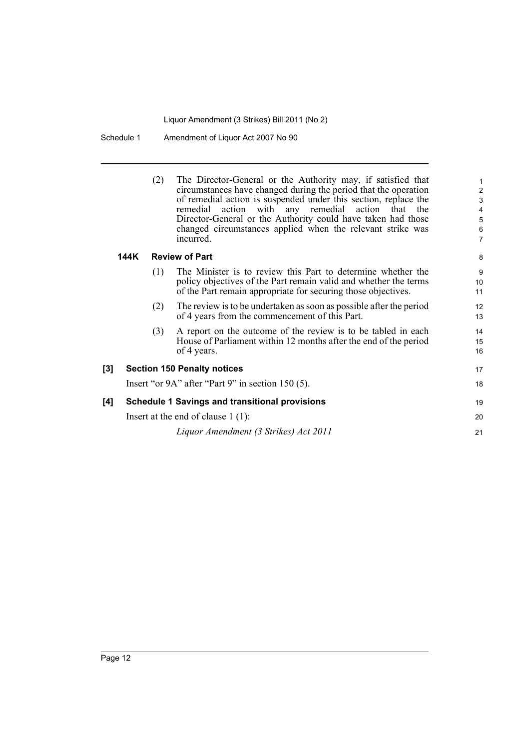(2) The Director-General or the Authority may, if satisfied that circumstances have changed during the period that the operation of remedial action is suspended under this section, replace the remedial action with any remedial action that the Director-General or the Authority could have taken had those changed circumstances applied when the relevant strike was incurred.

**144K Review of Part**

(1) The Minister is to review this Part to determine whether the policy objectives of the Part remain valid and whether the terms of the Part remain appropriate for securing those objectives.

(2) The review is to be undertaken as soon as possible after the period of 4 years from the commencement of this Part.

(3) A report on the outcome of the review is to be tabled in each House of Parliament within 12 months after the end of the period of 4 years.

**[3] Section 150 Penalty notices**

Insert "or 9A" after "Part 9" in section 150 (5).

**[4] Schedule 1 Savings and transitional provisions**

Insert at the end of clause 1 (1):

*Liquor Amendment (3 Strikes) Act 2011*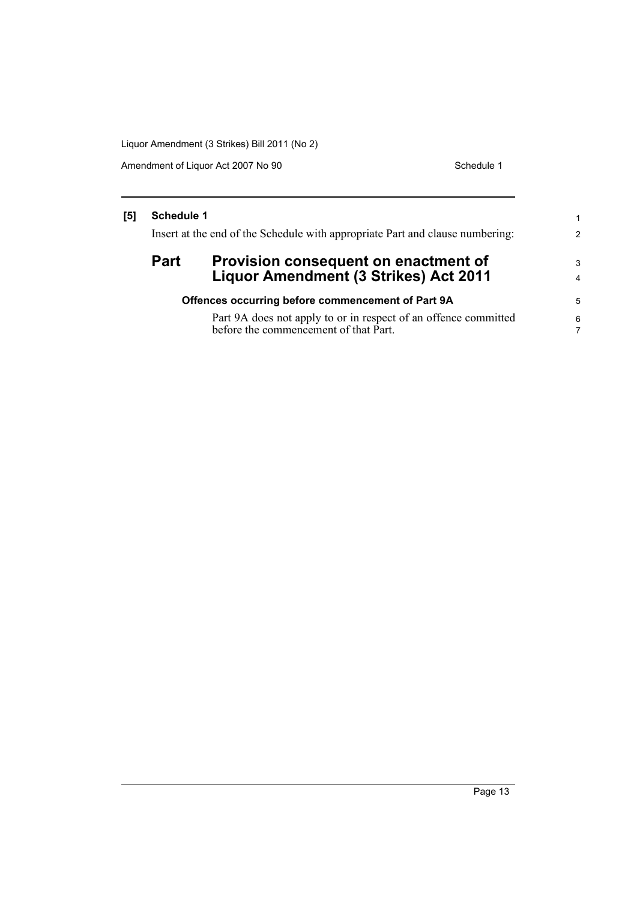**[5] Schedule 1**

Insert at the end of the Schedule with appropriate Part and clause numbering:

## Part Provision consequent on enactment of Liquor Amendment (3 Strikes) Act 2011

**Offences occurring before commencement of Part 9A**

Part 9A does not apply to or in respect of an offence committed before the commencement of that Part.